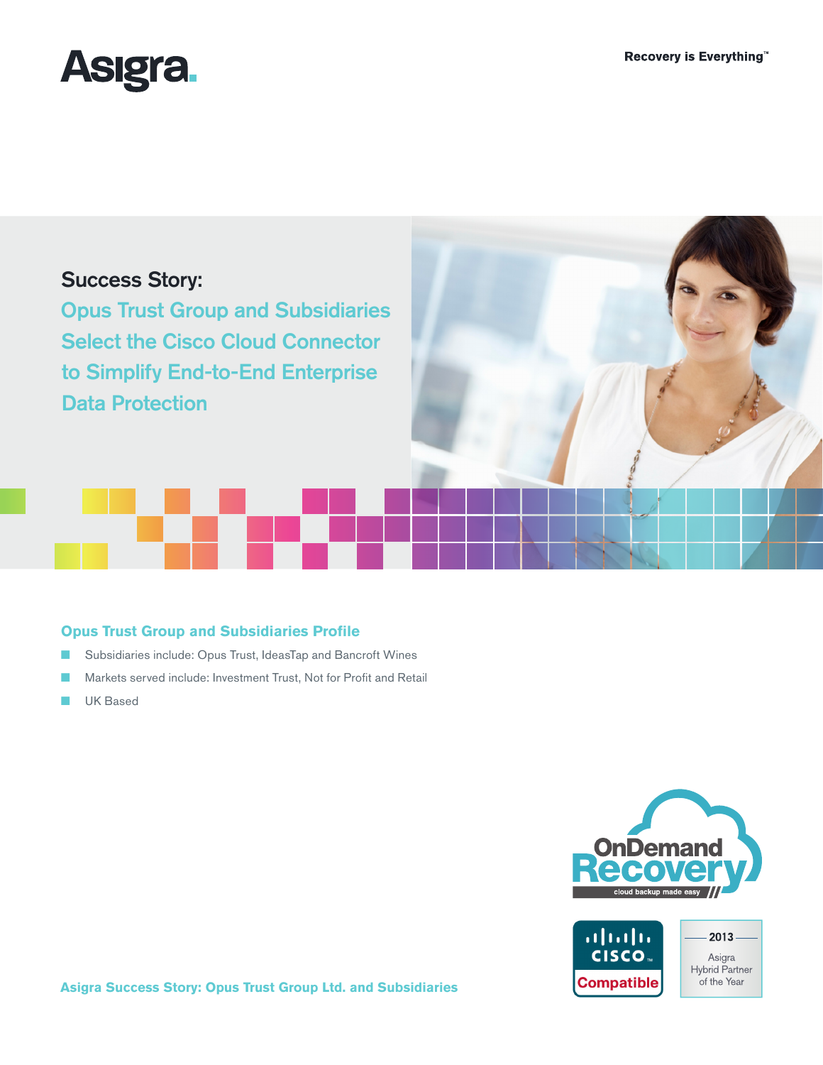Asigra.

Recovery is Everything™

# Success Story:

## Opus Trust Group and Subsidiaries Select the Cisco Cloud Connector to Simplify End-to-End Enterprise Data Protection

### Opus Trust Group and Subsidiaries Profile

- Subsidiaries include: Opus Trust, IdeasTap and Bancroft Wines
- Markets served include: Investment Trust, Not for Profit and Retail
- UK Based

OnDemand Recovery
cloud backup made easy

CISCO Compatible

2013
Asigra Hybrid Partner of the Year

Asigra Success Story: Opus Trust Group Ltd. and Subsidiaries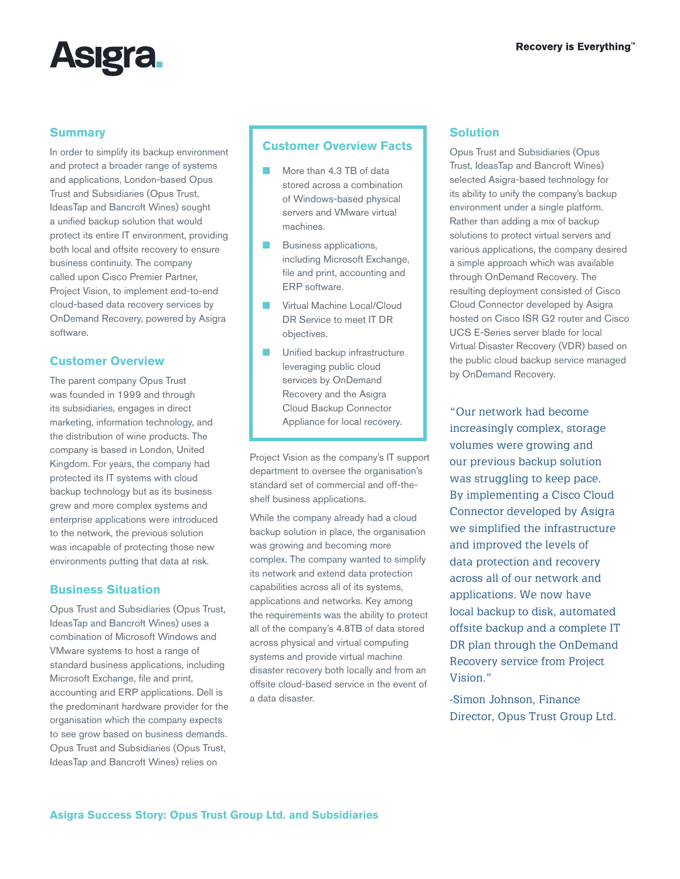## Summary

In order to simplify its backup environment and protect a broader range of systems and applications, London-based Opus Trust and Subsidiaries (Opus Trust, IdeasTap and Bancroft Wines) sought a unified backup solution that would protect its entire IT environment, providing both local and offsite recovery to ensure business continuity. The company called upon Cisco Premier Partner, Project Vision, to implement end-to-end cloud-based data recovery services by OnDemand Recovery, powered by Asigra software.

## Customer Overview

The parent company Opus Trust was founded in 1999 and through its subsidiaries, engages in direct marketing, information technology, and the distribution of wine products. The company is based in London, United Kingdom. For years, the company had protected its IT systems with cloud backup technology but as its business grew and more complex systems and enterprise applications were introduced to the network, the previous solution was incapable of protecting those new environments putting that data at risk.

## Business Situation

Opus Trust and Subsidiaries (Opus Trust, IdeasTap and Bancroft Wines) uses a combination of Microsoft Windows and VMware systems to host a range of standard business applications, including Microsoft Exchange, file and print, accounting and ERP applications. Dell is the predominant hardware provider for the organisation which the company expects to see grow based on business demands. Opus Trust and Subsidiaries (Opus Trust, IdeasTap and Bancroft Wines) relies on Project Vision as the company's IT support department to oversee the organisation's standard set of commercial and off-the-shelf business applications.

While the company already had a cloud backup solution in place, the organisation was growing and becoming more complex. The company wanted to simplify its network and extend data protection capabilities across all of its systems, applications and networks. Key among the requirements was the ability to protect all of the company's 4.8TB of data stored across physical and virtual computing systems and provide virtual machine disaster recovery both locally and from an offsite cloud-based service in the event of a data disaster.

### Customer Overview Facts

- More than 4.3 TB of data stored across a combination of Windows-based physical servers and VMware virtual machines.
- Business applications, including Microsoft Exchange, file and print, accounting and ERP software.
- Virtual Machine Local/Cloud DR Service to meet IT DR objectives.
- Unified backup infrastructure leveraging public cloud services by OnDemand Recovery and the Asigra Cloud Backup Connector Appliance for local recovery.

## Solution

Opus Trust and Subsidiaries (Opus Trust, IdeasTap and Bancroft Wines) selected Asigra-based technology for its ability to unify the company's backup environment under a single platform. Rather than adding a mix of backup solutions to protect virtual servers and various applications, the company desired a simple approach which was available through OnDemand Recovery. The resulting deployment consisted of Cisco Cloud Connector developed by Asigra hosted on Cisco ISR G2 router and Cisco UCS E-Series server blade for local Virtual Disaster Recovery (VDR) based on the public cloud backup service managed by OnDemand Recovery.

> "Our network had become increasingly complex, storage volumes were growing and our previous backup solution was struggling to keep pace. By implementing a Cisco Cloud Connector developed by Asigra we simplified the infrastructure and improved the levels of data protection and recovery across all of our network and applications. We now have local backup to disk, automated offsite backup and a complete IT DR plan through the OnDemand Recovery service from Project Vision."
>
> -Simon Johnson, Finance Director, Opus Trust Group Ltd.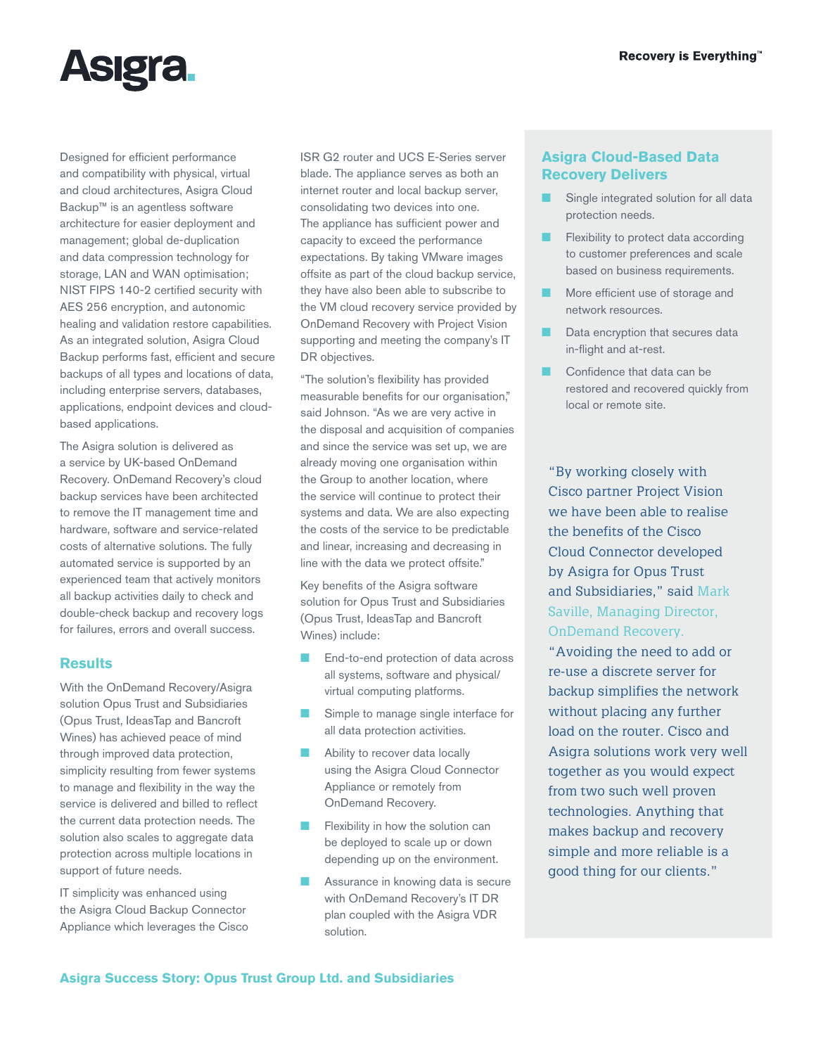Designed for efficient performance and compatibility with physical, virtual and cloud architectures, Asigra Cloud Backup™ is an agentless software architecture for easier deployment and management; global de-duplication and data compression technology for storage, LAN and WAN optimisation; NIST FIPS 140-2 certified security with AES 256 encryption, and autonomic healing and validation restore capabilities. As an integrated solution, Asigra Cloud Backup performs fast, efficient and secure backups of all types and locations of data, including enterprise servers, databases, applications, endpoint devices and cloud-based applications.

The Asigra solution is delivered as a service by UK-based OnDemand Recovery. OnDemand Recovery's cloud backup services have been architected to remove the IT management time and hardware, software and service-related costs of alternative solutions. The fully automated service is supported by an experienced team that actively monitors all backup activities daily to check and double-check backup and recovery logs for failures, errors and overall success.

## Results

With the OnDemand Recovery/Asigra solution Opus Trust and Subsidiaries (Opus Trust, IdeasTap and Bancroft Wines) has achieved peace of mind through improved data protection, simplicity resulting from fewer systems to manage and flexibility in the way the service is delivered and billed to reflect the current data protection needs. The solution also scales to aggregate data protection across multiple locations in support of future needs.

IT simplicity was enhanced using the Asigra Cloud Backup Connector Appliance which leverages the Cisco ISR G2 router and UCS E-Series server blade. The appliance serves as both an internet router and local backup server, consolidating two devices into one. The appliance has sufficient power and capacity to exceed the performance expectations. By taking VMware images offsite as part of the cloud backup service, they have also been able to subscribe to the VM cloud recovery service provided by OnDemand Recovery with Project Vision supporting and meeting the company's IT DR objectives.

"The solution's flexibility has provided measurable benefits for our organisation," said Johnson. "As we are very active in the disposal and acquisition of companies and since the service was set up, we are already moving one organisation within the Group to another location, where the service will continue to protect their systems and data. We are also expecting the costs of the service to be predictable and linear, increasing and decreasing in line with the data we protect offsite."

Key benefits of the Asigra software solution for Opus Trust and Subsidiaries (Opus Trust, IdeasTap and Bancroft Wines) include:

- End-to-end protection of data across all systems, software and physical/virtual computing platforms.
- Simple to manage single interface for all data protection activities.
- Ability to recover data locally using the Asigra Cloud Connector Appliance or remotely from OnDemand Recovery.
- Flexibility in how the solution can be deployed to scale up or down depending up on the environment.
- Assurance in knowing data is secure with OnDemand Recovery's IT DR plan coupled with the Asigra VDR solution.

## Asigra Cloud-Based Data Recovery Delivers

- Single integrated solution for all data protection needs.
- Flexibility to protect data according to customer preferences and scale based on business requirements.
- More efficient use of storage and network resources.
- Data encryption that secures data in-flight and at-rest.
- Confidence that data can be restored and recovered quickly from local or remote site.

"By working closely with Cisco partner Project Vision we have been able to realise the benefits of the Cisco Cloud Connector developed by Asigra for Opus Trust and Subsidiaries," said Mark Saville, Managing Director, OnDemand Recovery. "Avoiding the need to add or re-use a discrete server for backup simplifies the network without placing any further load on the router. Cisco and Asigra solutions work very well together as you would expect from two such well proven technologies. Anything that makes backup and recovery simple and more reliable is a good thing for our clients."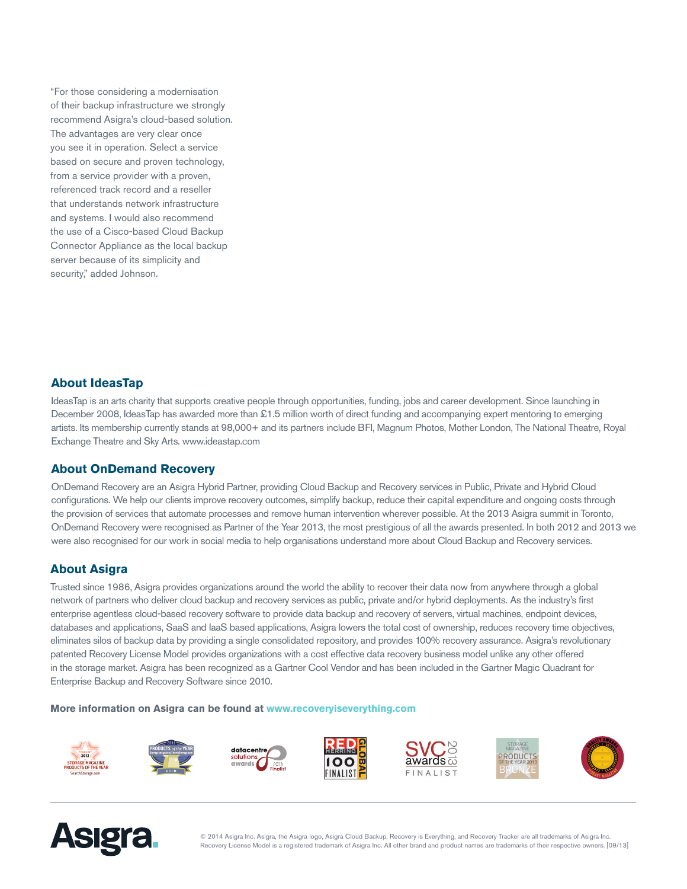"For those considering a modernisation of their backup infrastructure we strongly recommend Asigra's cloud-based solution. The advantages are very clear once you see it in operation. Select a service based on secure and proven technology, from a service provider with a proven, referenced track record and a reseller that understands network infrastructure and systems. I would also recommend the use of a Cisco-based Cloud Backup Connector Appliance as the local backup server because of its simplicity and security," added Johnson.

## About IdeasTap

IdeasTap is an arts charity that supports creative people through opportunities, funding, jobs and career development. Since launching in December 2008, IdeasTap has awarded more than £1.5 million worth of direct funding and accompanying expert mentoring to emerging artists. Its membership currently stands at 98,000+ and its partners include BFI, Magnum Photos, Mother London, The National Theatre, Royal Exchange Theatre and Sky Arts. www.ideastap.com

## About OnDemand Recovery

OnDemand Recovery are an Asigra Hybrid Partner, providing Cloud Backup and Recovery services in Public, Private and Hybrid Cloud configurations. We help our clients improve recovery outcomes, simplify backup, reduce their capital expenditure and ongoing costs through the provision of services that automate processes and remove human intervention wherever possible. At the 2013 Asigra summit in Toronto, OnDemand Recovery were recognised as Partner of the Year 2013, the most prestigious of all the awards presented. In both 2012 and 2013 we were also recognised for our work in social media to help organisations understand more about Cloud Backup and Recovery services.

## About Asigra

Trusted since 1986, Asigra provides organizations around the world the ability to recover their data now from anywhere through a global network of partners who deliver cloud backup and recovery services as public, private and/or hybrid deployments. As the industry's first enterprise agentless cloud-based recovery software to provide data backup and recovery of servers, virtual machines, endpoint devices, databases and applications, SaaS and IaaS based applications, Asigra lowers the total cost of ownership, reduces recovery time objectives, eliminates silos of backup data by providing a single consolidated repository, and provides 100% recovery assurance. Asigra's revolutionary patented Recovery License Model provides organizations with a cost effective data recovery business model unlike any other offered in the storage market. Asigra has been recognized as a Gartner Cool Vendor and has been included in the Gartner Magic Quadrant for Enterprise Backup and Recovery Software since 2010.

**More information on Asigra can be found at www.recoveryiseverything.com**

© 2014 Asigra Inc. Asigra, the Asigra logo, Asigra Cloud Backup, Recovery is Everything, and Recovery Tracker are all trademarks of Asigra Inc. Recovery License Model is a registered trademark of Asigra Inc. All other brand and product names are trademarks of their respective owners. [09/13]